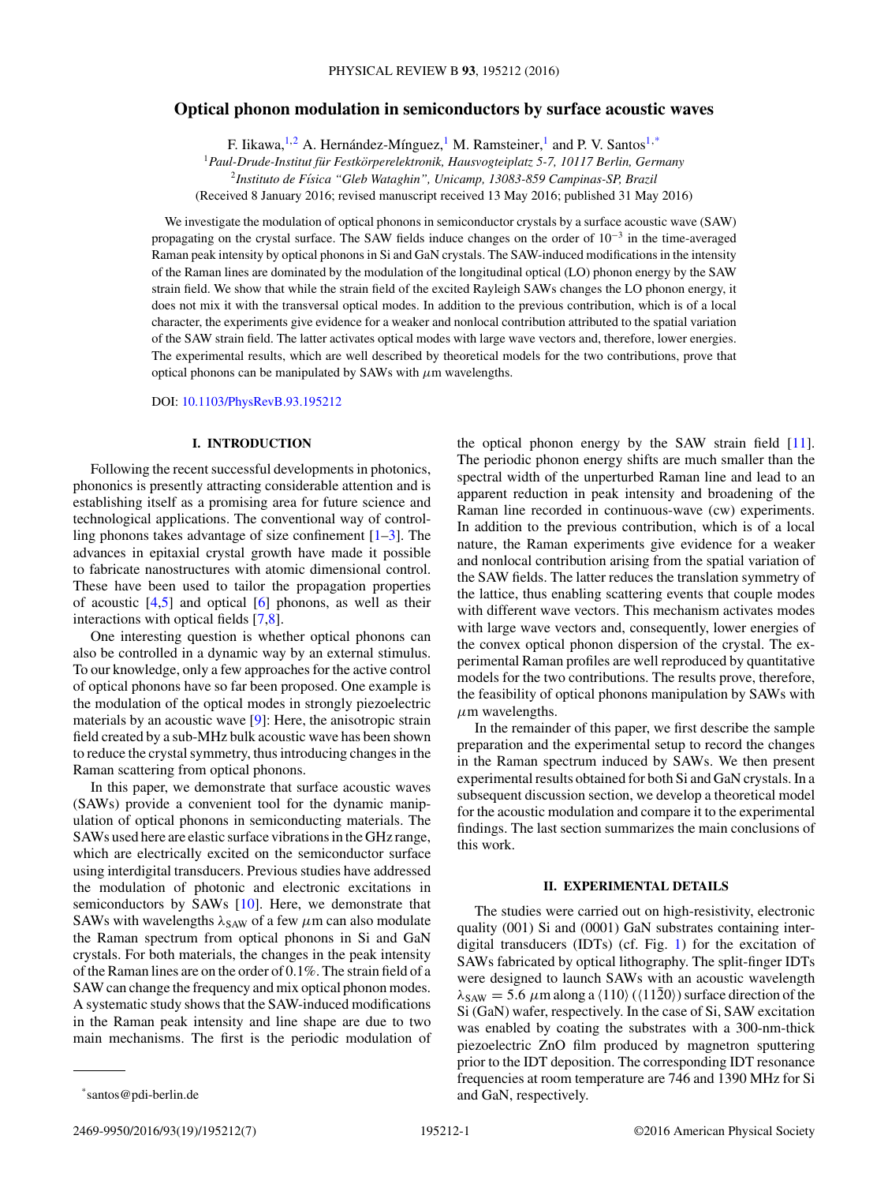# Optical phonon modulation in semiconductors by surface acoustic waves

F. Iikawa,[1,2] A. Hernández-Mínguez,[1] M. Ramsteiner,[1] and P. V. Santos[1,*]

[1]*Paul-Drude-Institut für Festkörperelektronik, Hausvogteiplatz 5-7, 10117 Berlin, Germany*
[2]*Instituto de Física "Gleb Wataghin", Unicamp, 13083-859 Campinas-SP, Brazil*
(Received 8 January 2016; revised manuscript received 13 May 2016; published 31 May 2016)

We investigate the modulation of optical phonons in semiconductor crystals by a surface acoustic wave (SAW) propagating on the crystal surface. The SAW fields induce changes on the order of $10^{-3}$ in the time-averaged Raman peak intensity by optical phonons in Si and GaN crystals. The SAW-induced modifications in the intensity of the Raman lines are dominated by the modulation of the longitudinal optical (LO) phonon energy by the SAW strain field. We show that while the strain field of the excited Rayleigh SAWs changes the LO phonon energy, it does not mix it with the transversal optical modes. In addition to the previous contribution, which is of a local character, the experiments give evidence for a weaker and nonlocal contribution attributed to the spatial variation of the SAW strain field. The latter activates optical modes with large wave vectors and, therefore, lower energies. The experimental results, which are well described by theoretical models for the two contributions, prove that optical phonons can be manipulated by SAWs with $\mu$m wavelengths.

DOI: 10.1103/PhysRevB.93.195212

## I. INTRODUCTION

Following the recent successful developments in photonics, phononics is presently attracting considerable attention and is establishing itself as a promising area for future science and technological applications. The conventional way of controlling phonons takes advantage of size confinement [1–3]. The advances in epitaxial crystal growth have made it possible to fabricate nanostructures with atomic dimensional control. These have been used to tailor the propagation properties of acoustic [4,5] and optical [6] phonons, as well as their interactions with optical fields [7,8].

One interesting question is whether optical phonons can also be controlled in a dynamic way by an external stimulus. To our knowledge, only a few approaches for the active control of optical phonons have so far been proposed. One example is the modulation of the optical modes in strongly piezoelectric materials by an acoustic wave [9]: Here, the anisotropic strain field created by a sub-MHz bulk acoustic wave has been shown to reduce the crystal symmetry, thus introducing changes in the Raman scattering from optical phonons.

In this paper, we demonstrate that surface acoustic waves (SAWs) provide a convenient tool for the dynamic manipulation of optical phonons in semiconducting materials. The SAWs used here are elastic surface vibrations in the GHz range, which are electrically excited on the semiconductor surface using interdigital transducers. Previous studies have addressed the modulation of photonic and electronic excitations in semiconductors by SAWs [10]. Here, we demonstrate that SAWs with wavelengths $\lambda_{SAW}$ of a few $\mu$m can also modulate the Raman spectrum from optical phonons in Si and GaN crystals. For both materials, the changes in the peak intensity of the Raman lines are on the order of 0.1%. The strain field of a SAW can change the frequency and mix optical phonon modes. A systematic study shows that the SAW-induced modifications in the Raman peak intensity and line shape are due to two main mechanisms. The first is the periodic modulation of the optical phonon energy by the SAW strain field [11]. The periodic phonon energy shifts are much smaller than the spectral width of the unperturbed Raman line and lead to an apparent reduction in peak intensity and broadening of the Raman line recorded in continuous-wave (cw) experiments. In addition to the previous contribution, which is of a local nature, the Raman experiments give evidence for a weaker and nonlocal contribution arising from the spatial variation of the SAW fields. The latter reduces the translation symmetry of the lattice, thus enabling scattering events that couple modes with different wave vectors. This mechanism activates modes with large wave vectors and, consequently, lower energies of the convex optical phonon dispersion of the crystal. The experimental Raman profiles are well reproduced by quantitative models for the two contributions. The results prove, therefore, the feasibility of optical phonons manipulation by SAWs with $\mu$m wavelengths.

In the remainder of this paper, we first describe the sample preparation and the experimental setup to record the changes in the Raman spectrum induced by SAWs. We then present experimental results obtained for both Si and GaN crystals. In a subsequent discussion section, we develop a theoretical model for the acoustic modulation and compare it to the experimental findings. The last section summarizes the main conclusions of this work.

## II. EXPERIMENTAL DETAILS

The studies were carried out on high-resistivity, electronic quality (001) Si and (0001) GaN substrates containing interdigital transducers (IDTs) (cf. Fig. 1) for the excitation of SAWs fabricated by optical lithography. The split-finger IDTs were designed to launch SAWs with an acoustic wavelength $\lambda_{SAW} = 5.6$ $\mu$m along a $\langle 110 \rangle$ ($\langle 11\bar{2}0 \rangle$) surface direction of the Si (GaN) wafer, respectively. In the case of Si, SAW excitation was enabled by coating the substrates with a 300-nm-thick piezoelectric ZnO film produced by magnetron sputtering prior to the IDT deposition. The corresponding IDT resonance frequencies at room temperature are 746 and 1390 MHz for Si and GaN, respectively.

*santos@pdi-berlin.de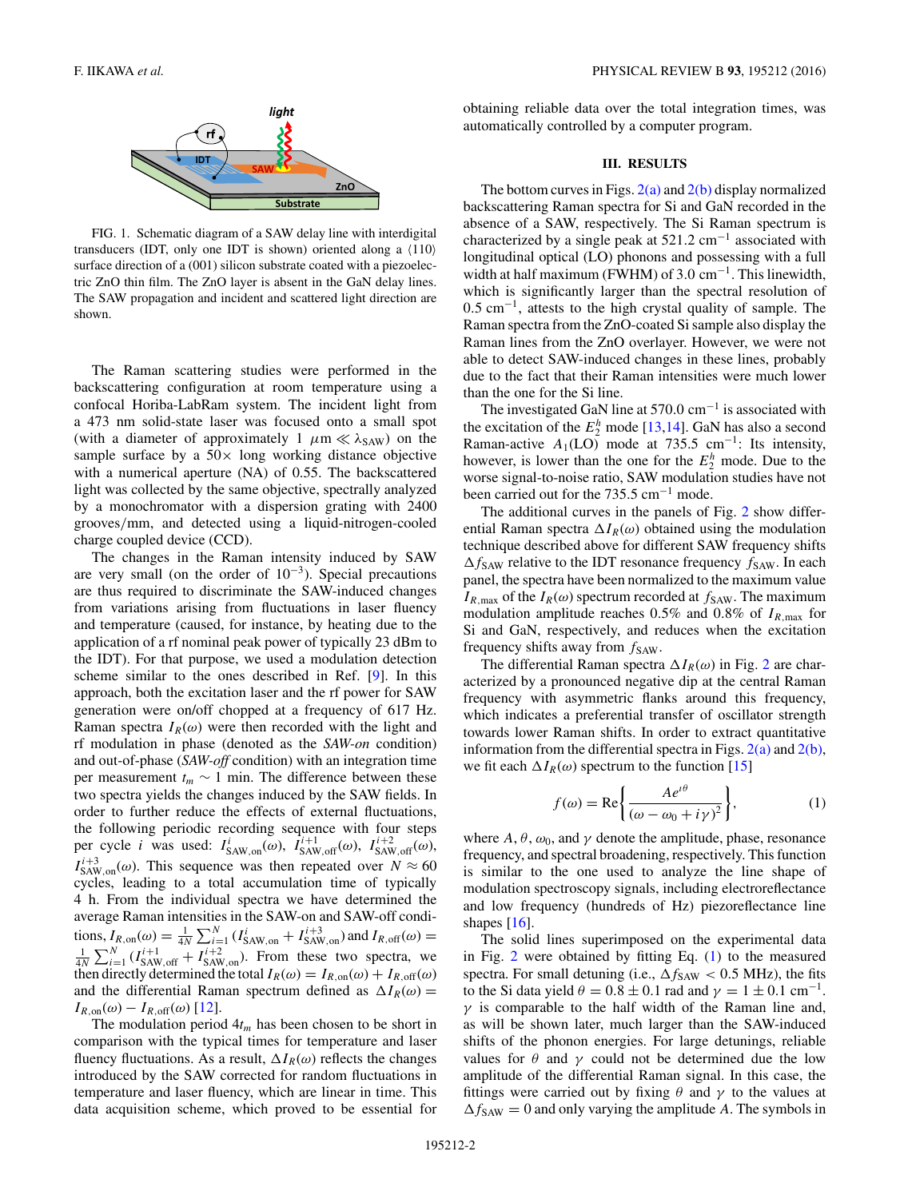FIG. 1. Schematic diagram of a SAW delay line with interdigital transducers (IDT, only one IDT is shown) oriented along a ⟨110⟩ surface direction of a (001) silicon substrate coated with a piezoelectric ZnO thin film. The ZnO layer is absent in the GaN delay lines. The SAW propagation and incident and scattered light direction are shown.

The Raman scattering studies were performed in the backscattering configuration at room temperature using a confocal Horiba-LabRam system. The incident light from a 473 nm solid-state laser was focused onto a small spot (with a diameter of approximately 1 $\mu$m $\ll \lambda_{\mathrm{SAW}}$) on the sample surface by a 50× long working distance objective with a numerical aperture (NA) of 0.55. The backscattered light was collected by the same objective, spectrally analyzed by a monochromator with a dispersion grating with 2400 grooves/mm, and detected using a liquid-nitrogen-cooled charge coupled device (CCD).

The changes in the Raman intensity induced by SAW are very small (on the order of $10^{-3}$). Special precautions are thus required to discriminate the SAW-induced changes from variations arising from fluctuations in laser fluency and temperature (caused, for instance, by heating due to the application of a rf nominal peak power of typically 23 dBm to the IDT). For that purpose, we used a modulation detection scheme similar to the ones described in Ref. [9]. In this approach, both the excitation laser and the rf power for SAW generation were on/off chopped at a frequency of 617 Hz. Raman spectra $I_R(\omega)$ were then recorded with the light and rf modulation in phase (denoted as the *SAW-on* condition) and out-of-phase (*SAW-off* condition) with an integration time per measurement $t_m \sim 1$ min. The difference between these two spectra yields the changes induced by the SAW fields. In order to further reduce the effects of external fluctuations, the following periodic recording sequence with four steps per cycle $i$ was used: $I^i_{\mathrm{SAW,on}}(\omega)$, $I^{i+1}_{\mathrm{SAW,off}}(\omega)$, $I^{i+2}_{\mathrm{SAW,off}}(\omega)$, $I^{i+3}_{\mathrm{SAW,on}}(\omega)$. This sequence was then repeated over $N \approx 60$ cycles, leading to a total accumulation time of typically 4 h. From the individual spectra we have determined the average Raman intensities in the SAW-on and SAW-off conditions, $I_{R,\mathrm{on}}(\omega) = \frac{1}{4N}\sum_{i=1}^{N}(I^i_{\mathrm{SAW,on}} + I^{i+3}_{\mathrm{SAW,on}})$ and $I_{R,\mathrm{off}}(\omega) = \frac{1}{4N}\sum_{i=1}^{N}(I^{i+1}_{\mathrm{SAW,off}} + I^{i+2}_{\mathrm{SAW,on}})$. From these two spectra, we then directly determined the total $I_R(\omega) = I_{R,\mathrm{on}}(\omega) + I_{R,\mathrm{off}}(\omega)$ and the differential Raman spectrum defined as $\Delta I_R(\omega) = I_{R,\mathrm{on}}(\omega) - I_{R,\mathrm{off}}(\omega)$ [12].

The modulation period $4t_m$ has been chosen to be short in comparison with the typical times for temperature and laser fluency fluctuations. As a result, $\Delta I_R(\omega)$ reflects the changes introduced by the SAW corrected for random fluctuations in temperature and laser fluency, which are linear in time. This data acquisition scheme, which proved to be essential for obtaining reliable data over the total integration times, was automatically controlled by a computer program.

## III. RESULTS

The bottom curves in Figs. 2(a) and 2(b) display normalized backscattering Raman spectra for Si and GaN recorded in the absence of a SAW, respectively. The Si Raman spectrum is characterized by a single peak at 521.2 cm$^{-1}$ associated with longitudinal optical (LO) phonons and possessing with a full width at half maximum (FWHM) of 3.0 cm$^{-1}$. This linewidth, which is significantly larger than the spectral resolution of 0.5 cm$^{-1}$, attests to the high crystal quality of sample. The Raman spectra from the ZnO-coated Si sample also display the Raman lines from the ZnO overlayer. However, we were not able to detect SAW-induced changes in these lines, probably due to the fact that their Raman intensities were much lower than the one for the Si line.

The investigated GaN line at 570.0 cm$^{-1}$ is associated with the excitation of the $E_2^h$ mode [13,14]. GaN has also a second Raman-active $A_1$(LO) mode at 735.5 cm$^{-1}$: Its intensity, however, is lower than the one for the $E_2^h$ mode. Due to the worse signal-to-noise ratio, SAW modulation studies have not been carried out for the 735.5 cm$^{-1}$ mode.

The additional curves in the panels of Fig. 2 show differential Raman spectra $\Delta I_R(\omega)$ obtained using the modulation technique described above for different SAW frequency shifts $\Delta f_{\mathrm{SAW}}$ relative to the IDT resonance frequency $f_{\mathrm{SAW}}$. In each panel, the spectra have been normalized to the maximum value $I_{R,\max}$ of the $I_R(\omega)$ spectrum recorded at $f_{\mathrm{SAW}}$. The maximum modulation amplitude reaches 0.5% and 0.8% of $I_{R,\max}$ for Si and GaN, respectively, and reduces when the excitation frequency shifts away from $f_{\mathrm{SAW}}$.

The differential Raman spectra $\Delta I_R(\omega)$ in Fig. 2 are characterized by a pronounced negative dip at the central Raman frequency with asymmetric flanks around this frequency, which indicates a preferential transfer of oscillator strength towards lower Raman shifts. In order to extract quantitative information from the differential spectra in Figs. 2(a) and 2(b), we fit each $\Delta I_R(\omega)$ spectrum to the function [15]

$$f(\omega) = \mathrm{Re}\left\{\frac{Ae^{\imath\theta}}{(\omega - \omega_0 + i\gamma)^2}\right\}, \tag{1}$$

where $A$, $\theta$, $\omega_0$, and $\gamma$ denote the amplitude, phase, resonance frequency, and spectral broadening, respectively. This function is similar to the one used to analyze the line shape of modulation spectroscopy signals, including electroreflectance and low frequency (hundreds of Hz) piezoreflectance line shapes [16].

The solid lines superimposed on the experimental data in Fig. 2 were obtained by fitting Eq. (1) to the measured spectra. For small detuning (i.e., $\Delta f_{\mathrm{SAW}} < 0.5$ MHz), the fits to the Si data yield $\theta = 0.8 \pm 0.1$ rad and $\gamma = 1 \pm 0.1$ cm$^{-1}$. $\gamma$ is comparable to the half width of the Raman line and, as will be shown later, much larger than the SAW-induced shifts of the phonon energies. For large detunings, reliable values for $\theta$ and $\gamma$ could not be determined due the low amplitude of the differential Raman signal. In this case, the fittings were carried out by fixing $\theta$ and $\gamma$ to the values at $\Delta f_{\mathrm{SAW}} = 0$ and only varying the amplitude $A$. The symbols in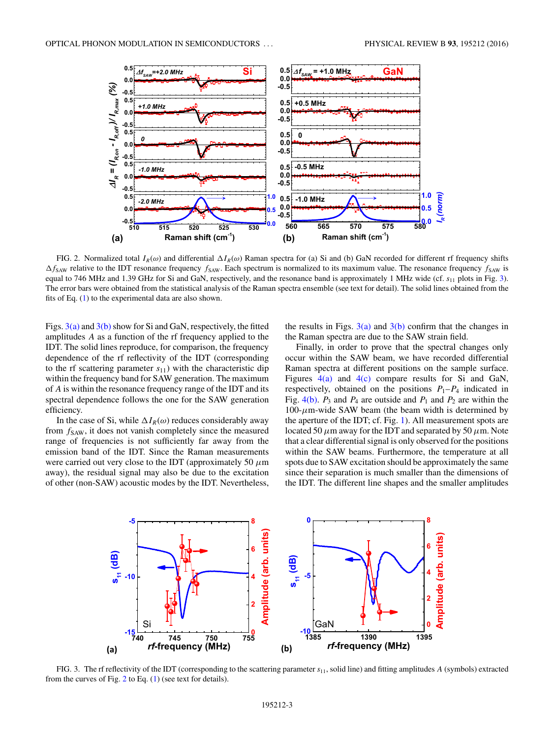FIG. 2. Normalized total $I_R(\omega)$ and differential $\Delta I_R(\omega)$ Raman spectra for (a) Si and (b) GaN recorded for different rf frequency shifts $\Delta f_{\mathrm{SAW}}$ relative to the IDT resonance frequency $f_{\mathrm{SAW}}$. Each spectrum is normalized to its maximum value. The resonance frequency $f_{\mathrm{SAW}}$ is equal to 746 MHz and 1.39 GHz for Si and GaN, respectively, and the resonance band is approximately 1 MHz wide (cf. $s_{11}$ plots in Fig. 3). The error bars were obtained from the statistical analysis of the Raman spectra ensemble (see text for detail). The solid lines obtained from the fits of Eq. (1) to the experimental data are also shown.

Figs. 3(a) and 3(b) show for Si and GaN, respectively, the fitted amplitudes $A$ as a function of the rf frequency applied to the IDT. The solid lines reproduce, for comparison, the frequency dependence of the rf reflectivity of the IDT (corresponding to the rf scattering parameter $s_{11}$) with the characteristic dip within the frequency band for SAW generation. The maximum of $A$ is within the resonance frequency range of the IDT and its spectral dependence follows the one for the SAW generation efficiency.

In the case of Si, while $\Delta I_R(\omega)$ reduces considerably away from $f_{\mathrm{SAW}}$, it does not vanish completely since the measured range of frequencies is not sufficiently far away from the emission band of the IDT. Since the Raman measurements were carried out very close to the IDT (approximately 50 $\mu$m away), the residual signal may also be due to the excitation of other (non-SAW) acoustic modes by the IDT. Nevertheless, the results in Figs. 3(a) and 3(b) confirm that the changes in the Raman spectra are due to the SAW strain field.

Finally, in order to prove that the spectral changes only occur within the SAW beam, we have recorded differential Raman spectra at different positions on the sample surface. Figures 4(a) and 4(c) compare results for Si and GaN, respectively, obtained on the positions $P_1$–$P_4$ indicated in Fig. 4(b). $P_3$ and $P_4$ are outside and $P_1$ and $P_2$ are within the 100-$\mu$m-wide SAW beam (the beam width is determined by the aperture of the IDT; cf. Fig. 1). All measurement spots are located 50 $\mu$m away for the IDT and separated by 50 $\mu$m. Note that a clear differential signal is only observed for the positions within the SAW beams. Furthermore, the temperature at all spots due to SAW excitation should be approximately the same since their separation is much smaller than the dimensions of the IDT. The different line shapes and the smaller amplitudes

FIG. 3. The rf reflectivity of the IDT (corresponding to the scattering parameter $s_{11}$, solid line) and fitting amplitudes $A$ (symbols) extracted from the curves of Fig. 2 to Eq. (1) (see text for details).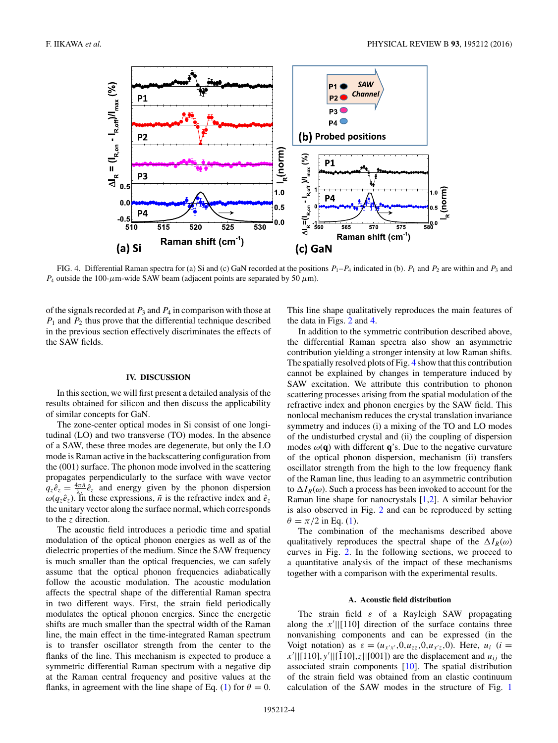FIG. 4. Differential Raman spectra for (a) Si and (c) GaN recorded at the positions $P_1$–$P_4$ indicated in (b). $P_1$ and $P_2$ are within and $P_3$ and $P_4$ outside the 100-$\mu$m-wide SAW beam (adjacent points are separated by 50 $\mu$m).

of the signals recorded at $P_3$ and $P_4$ in comparison with those at $P_1$ and $P_2$ thus prove that the differential technique described in the previous section effectively discriminates the effects of the SAW fields.

## IV. DISCUSSION

In this section, we will first present a detailed analysis of the results obtained for silicon and then discuss the applicability of similar concepts for GaN.

The zone-center optical modes in Si consist of one longitudinal (LO) and two transverse (TO) modes. In the absence of a SAW, these three modes are degenerate, but only the LO mode is Raman active in the backscattering configuration from the (001) surface. The phonon mode involved in the scattering propagates perpendicularly to the surface with wave vector $q_z\hat{e}_z = \frac{4\pi\tilde{n}}{\lambda_L}\hat{e}_z$ and energy given by the phonon dispersion $\omega(q_z\hat{e}_z)$. In these expressions, $\tilde{n}$ is the refractive index and $\hat{e}_z$ the unitary vector along the surface normal, which corresponds to the $z$ direction.

The acoustic field introduces a periodic time and spatial modulation of the optical phonon energies as well as of the dielectric properties of the medium. Since the SAW frequency is much smaller than the optical frequencies, we can safely assume that the optical phonon frequencies adiabatically follow the acoustic modulation. The acoustic modulation affects the spectral shape of the differential Raman spectra in two different ways. First, the strain field periodically modulates the optical phonon energies. Since the energetic shifts are much smaller than the spectral width of the Raman line, the main effect in the time-integrated Raman spectrum is to transfer oscillator strength from the center to the flanks of the line. This mechanism is expected to produce a symmetric differential Raman spectrum with a negative dip at the Raman central frequency and positive values at the flanks, in agreement with the line shape of Eq. (1) for $\theta = 0$. This line shape qualitatively reproduces the main features of the data in Figs. 2 and 4.

In addition to the symmetric contribution described above, the differential Raman spectra also show an asymmetric contribution yielding a stronger intensity at low Raman shifts. The spatially resolved plots of Fig. 4 show that this contribution cannot be explained by changes in temperature induced by SAW excitation. We attribute this contribution to phonon scattering processes arising from the spatial modulation of the refractive index and phonon energies by the SAW field. This nonlocal mechanism reduces the crystal translation invariance symmetry and induces (i) a mixing of the TO and LO modes of the undisturbed crystal and (ii) the coupling of dispersion modes $\omega(\mathbf{q})$ with different $\mathbf{q}$'s. Due to the negative curvature of the optical phonon dispersion, mechanism (ii) transfers oscillator strength from the high to the low frequency flank of the Raman line, thus leading to an asymmetric contribution to $\Delta I_R(\omega)$. Such a process has been invoked to account for the Raman line shape for nanocrystals [1,2]. A similar behavior is also observed in Fig. 2 and can be reproduced by setting $\theta = \pi/2$ in Eq. (1).

The combination of the mechanisms described above qualitatively reproduces the spectral shape of the $\Delta I_R(\omega)$ curves in Fig. 2. In the following sections, we proceed to a quantitative analysis of the impact of these mechanisms together with a comparison with the experimental results.

### A. Acoustic field distribution

The strain field $\varepsilon$ of a Rayleigh SAW propagating along the $x'||[110]$ direction of the surface contains three nonvanishing components and can be expressed (in the Voigt notation) as $\varepsilon = (u_{x'x'}, 0, u_{zz}, 0, u_{x'z}, 0)$. Here, $u_i$ ($i = x'||[110], y'||[\bar{1}10], z||[001]$) are the displacement and $u_{ij}$ the associated strain components [10]. The spatial distribution of the strain field was obtained from an elastic continuum calculation of the SAW modes in the structure of Fig. 1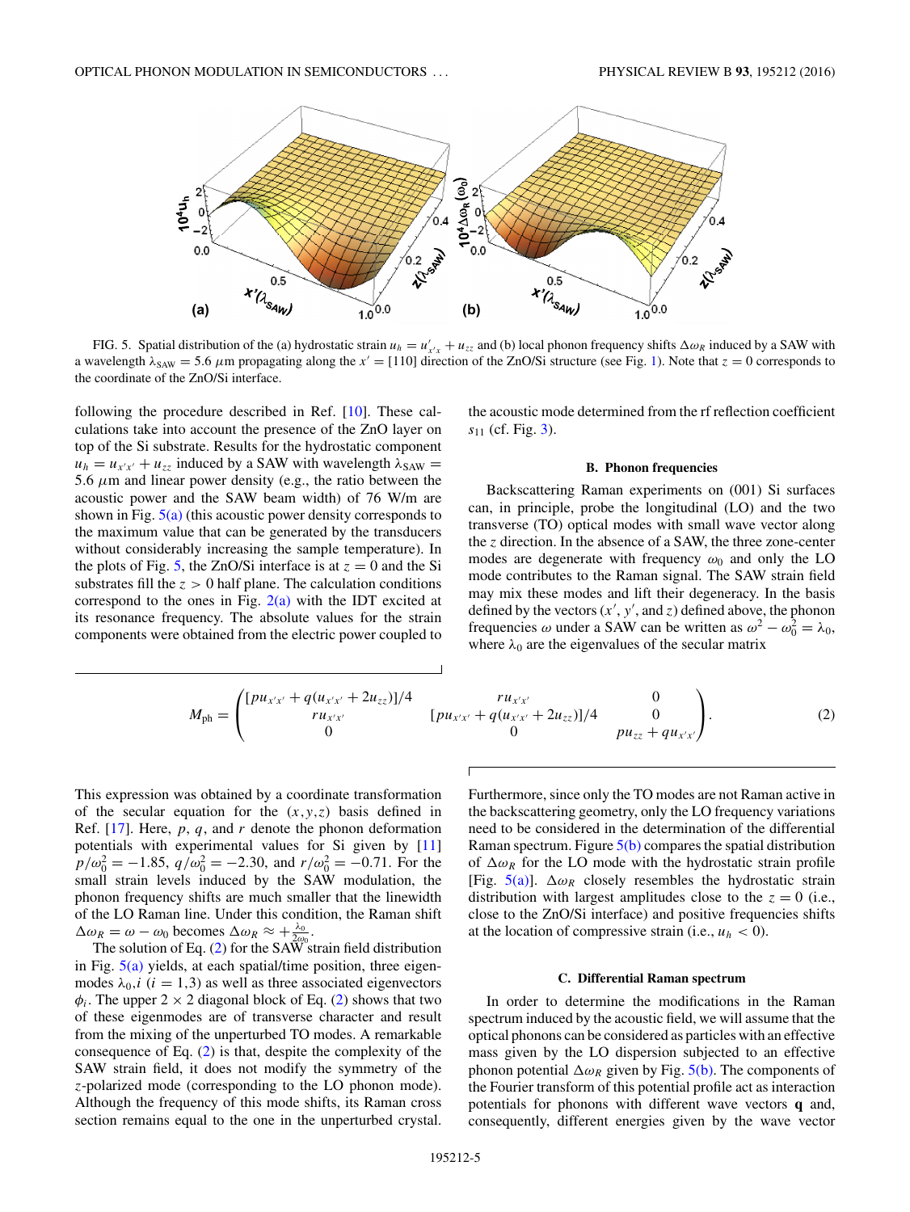FIG. 5. Spatial distribution of the (a) hydrostatic strain $u_h = u'_{x'x} + u_{zz}$ and (b) local phonon frequency shifts $\Delta\omega_R$ induced by a SAW with a wavelength $\lambda_{\rm SAW} = 5.6\ \mu$m propagating along the $x' = [110]$ direction of the ZnO/Si structure (see Fig. 1). Note that $z = 0$ corresponds to the coordinate of the ZnO/Si interface.

following the procedure described in Ref. [10]. These calculations take into account the presence of the ZnO layer on top of the Si substrate. Results for the hydrostatic component $u_h = u_{x'x'} + u_{zz}$ induced by a SAW with wavelength $\lambda_{\rm SAW} = 5.6\ \mu$m and linear power density (e.g., the ratio between the acoustic power and the SAW beam width) of 76 W/m are shown in Fig. 5(a) (this acoustic power density corresponds to the maximum value that can be generated by the transducers without considerably increasing the sample temperature). In the plots of Fig. 5, the ZnO/Si interface is at $z = 0$ and the Si substrates fill the $z > 0$ half plane. The calculation conditions correspond to the ones in Fig. 2(a) with the IDT excited at its resonance frequency. The absolute values for the strain components were obtained from the electric power coupled to the acoustic mode determined from the rf reflection coefficient $s_{11}$ (cf. Fig. 3).

### B. Phonon frequencies

Backscattering Raman experiments on (001) Si surfaces can, in principle, probe the longitudinal (LO) and the two transverse (TO) optical modes with small wave vector along the $z$ direction. In the absence of a SAW, the three zone-center modes are degenerate with frequency $\omega_0$ and only the LO mode contributes to the Raman signal. The SAW strain field may mix these modes and lift their degeneracy. In the basis defined by the vectors ($x'$, $y'$, and $z$) defined above, the phonon frequencies $\omega$ under a SAW can be written as $\omega^2 - \omega_0^2 = \lambda_0$, where $\lambda_0$ are the eigenvalues of the secular matrix

$$M_{\rm ph} = \begin{pmatrix} [pu_{x'x'} + q(u_{x'x'} + 2u_{zz})]/4 & ru_{x'x'} & 0 \\ ru_{x'x'} & [pu_{x'x'} + q(u_{x'x'} + 2u_{zz})]/4 & 0 \\ 0 & 0 & pu_{zz} + qu_{x'x'} \end{pmatrix}. \quad (2)$$

This expression was obtained by a coordinate transformation of the secular equation for the $(x,y,z)$ basis defined in Ref. [17]. Here, $p$, $q$, and $r$ denote the phonon deformation potentials with experimental values for Si given by [11] $p/\omega_0^2 = -1.85$, $q/\omega_0^2 = -2.30$, and $r/\omega_0^2 = -0.71$. For the small strain levels induced by the SAW modulation, the phonon frequency shifts are much smaller that the linewidth of the LO Raman line. Under this condition, the Raman shift $\Delta\omega_R = \omega - \omega_0$ becomes $\Delta\omega_R \approx +\frac{\lambda_0}{2\omega_0}$.

The solution of Eq. (2) for the SAW strain field distribution in Fig. 5(a) yields, at each spatial/time position, three eigenmodes $\lambda_{0},i$ ($i = 1,3$) as well as three associated eigenvectors $\phi_i$. The upper $2 \times 2$ diagonal block of Eq. (2) shows that two of these eigenmodes are of transverse character and result from the mixing of the unperturbed TO modes. A remarkable consequence of Eq. (2) is that, despite the complexity of the SAW strain field, it does not modify the symmetry of the $z$-polarized mode (corresponding to the LO phonon mode). Although the frequency of this mode shifts, its Raman cross section remains equal to the one in the unperturbed crystal. Furthermore, since only the TO modes are not Raman active in the backscattering geometry, only the LO frequency variations need to be considered in the determination of the differential Raman spectrum. Figure 5(b) compares the spatial distribution of $\Delta\omega_R$ for the LO mode with the hydrostatic strain profile [Fig. 5(a)]. $\Delta\omega_R$ closely resembles the hydrostatic strain distribution with largest amplitudes close to the $z = 0$ (i.e., close to the ZnO/Si interface) and positive frequencies shifts at the location of compressive strain (i.e., $u_h < 0$).

### C. Differential Raman spectrum

In order to determine the modifications in the Raman spectrum induced by the acoustic field, we will assume that the optical phonons can be considered as particles with an effective mass given by the LO dispersion subjected to an effective phonon potential $\Delta\omega_R$ given by Fig. 5(b). The components of the Fourier transform of this potential profile act as interaction potentials for phonons with different wave vectors $\mathbf{q}$ and, consequently, different energies given by the wave vector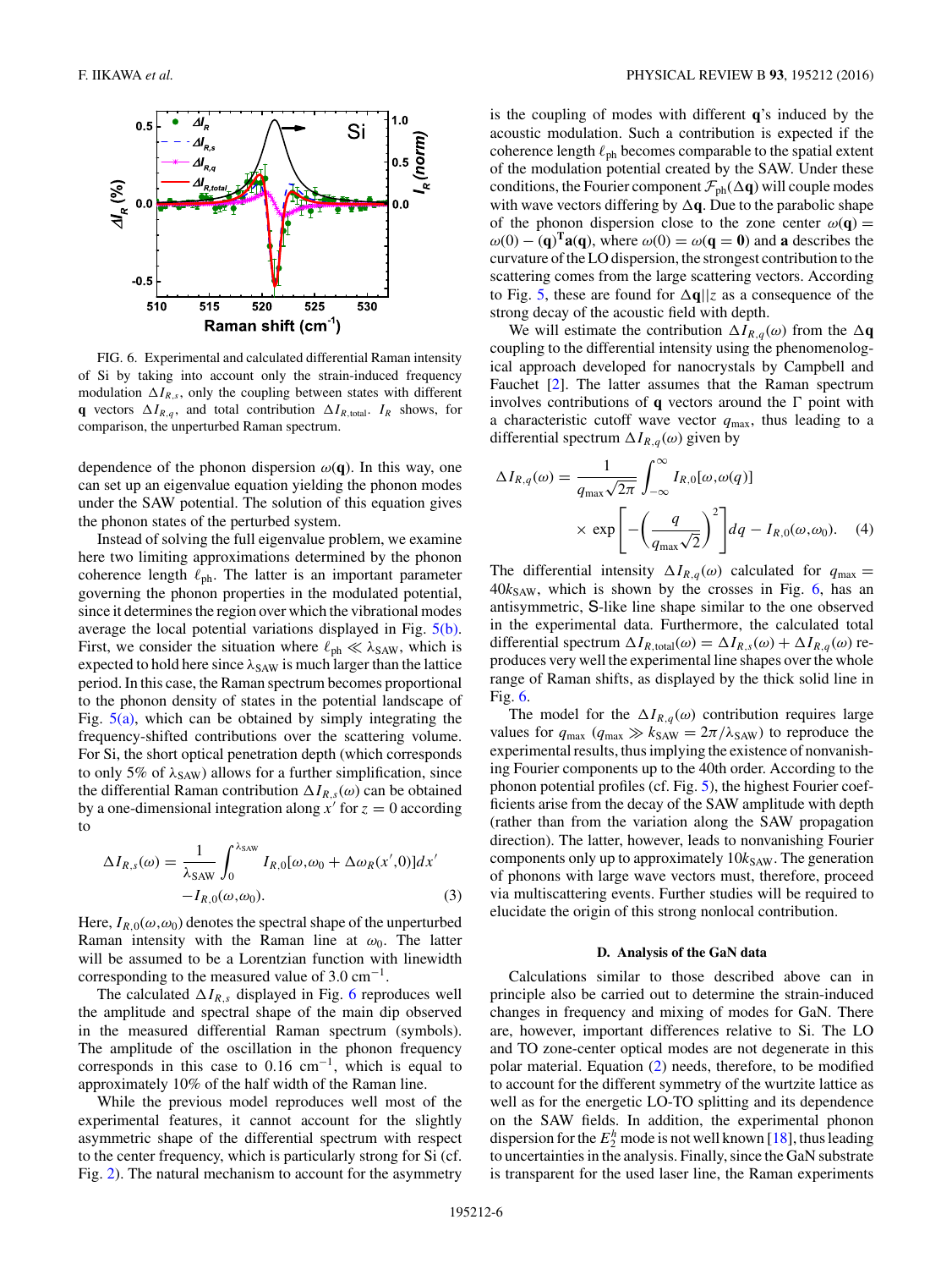FIG. 6. Experimental and calculated differential Raman intensity of Si by taking into account only the strain-induced frequency modulation $\Delta I_{R,s}$, only the coupling between states with different $\mathbf{q}$ vectors $\Delta I_{R,q}$, and total contribution $\Delta I_{R,\text{total}}$. $I_R$ shows, for comparison, the unperturbed Raman spectrum.

dependence of the phonon dispersion $\omega(\mathbf{q})$. In this way, one can set up an eigenvalue equation yielding the phonon modes under the SAW potential. The solution of this equation gives the phonon states of the perturbed system.

Instead of solving the full eigenvalue problem, we examine here two limiting approximations determined by the phonon coherence length $\ell_{\text{ph}}$. The latter is an important parameter governing the phonon properties in the modulated potential, since it determines the region over which the vibrational modes average the local potential variations displayed in Fig. 5(b). First, we consider the situation where $\ell_{\text{ph}} \ll \lambda_{\text{SAW}}$, which is expected to hold here since $\lambda_{\text{SAW}}$ is much larger than the lattice period. In this case, the Raman spectrum becomes proportional to the phonon density of states in the potential landscape of Fig. 5(a), which can be obtained by simply integrating the frequency-shifted contributions over the scattering volume. For Si, the short optical penetration depth (which corresponds to only 5% of $\lambda_{\text{SAW}}$) allows for a further simplification, since the differential Raman contribution $\Delta I_{R,s}(\omega)$ can be obtained by a one-dimensional integration along $x'$ for $z = 0$ according to

$$\Delta I_{R,s}(\omega) = \frac{1}{\lambda_{\text{SAW}}} \int_0^{\lambda_{\text{SAW}}} I_{R,0}[\omega,\omega_0 + \Delta\omega_R(x',0)]dx' - I_{R,0}(\omega,\omega_0). \quad (3)$$

Here, $I_{R,0}(\omega,\omega_0)$ denotes the spectral shape of the unperturbed Raman intensity with the Raman line at $\omega_0$. The latter will be assumed to be a Lorentzian function with linewidth corresponding to the measured value of 3.0 cm$^{-1}$.

The calculated $\Delta I_{R,s}$ displayed in Fig. 6 reproduces well the amplitude and spectral shape of the main dip observed in the measured differential Raman spectrum (symbols). The amplitude of the oscillation in the phonon frequency corresponds in this case to 0.16 cm$^{-1}$, which is equal to approximately 10% of the half width of the Raman line.

While the previous model reproduces well most of the experimental features, it cannot account for the slightly asymmetric shape of the differential spectrum with respect to the center frequency, which is particularly strong for Si (cf. Fig. 2). The natural mechanism to account for the asymmetry is the coupling of modes with different $\mathbf{q}$'s induced by the acoustic modulation. Such a contribution is expected if the coherence length $\ell_{\text{ph}}$ becomes comparable to the spatial extent of the modulation potential created by the SAW. Under these conditions, the Fourier component $\mathcal{F}_{\text{ph}}(\Delta\mathbf{q})$ will couple modes with wave vectors differing by $\Delta\mathbf{q}$. Due to the parabolic shape of the phonon dispersion close to the zone center $\omega(\mathbf{q}) = \omega(0) - (\mathbf{q})^{\mathbf{T}}\mathbf{a}(\mathbf{q})$, where $\omega(0) = \omega(\mathbf{q} = \mathbf{0})$ and $\mathbf{a}$ describes the curvature of the LO dispersion, the strongest contribution to the scattering comes from the large scattering vectors. According to Fig. 5, these are found for $\Delta\mathbf{q}||z$ as a consequence of the strong decay of the acoustic field with depth.

We will estimate the contribution $\Delta I_{R,q}(\omega)$ from the $\Delta\mathbf{q}$ coupling to the differential intensity using the phenomenological approach developed for nanocrystals by Campbell and Fauchet [2]. The latter assumes that the Raman spectrum involves contributions of $\mathbf{q}$ vectors around the $\Gamma$ point with a characteristic cutoff wave vector $q_{\max}$, thus leading to a differential spectrum $\Delta I_{R,q}(\omega)$ given by

$$\Delta I_{R,q}(\omega) = \frac{1}{q_{\max}\sqrt{2\pi}} \int_{-\infty}^{\infty} I_{R,0}[\omega,\omega(q)] \times \exp\left[-\left(\frac{q}{q_{\max}\sqrt{2}}\right)^2\right]dq - I_{R,0}(\omega,\omega_0). \quad (4)$$

The differential intensity $\Delta I_{R,q}(\omega)$ calculated for $q_{\max} = 40k_{\text{SAW}}$, which is shown by the crosses in Fig. 6, has an antisymmetric, S-like line shape similar to the one observed in the experimental data. Furthermore, the calculated total differential spectrum $\Delta I_{R,\text{total}}(\omega) = \Delta I_{R,s}(\omega) + \Delta I_{R,q}(\omega)$ reproduces very well the experimental line shapes over the whole range of Raman shifts, as displayed by the thick solid line in Fig. 6.

The model for the $\Delta I_{R,q}(\omega)$ contribution requires large values for $q_{\max}$ ($q_{\max} \gg k_{\text{SAW}} = 2\pi/\lambda_{\text{SAW}}$) to reproduce the experimental results, thus implying the existence of nonvanishing Fourier components up to the 40th order. According to the phonon potential profiles (cf. Fig. 5), the highest Fourier coefficients arise from the decay of the SAW amplitude with depth (rather than from the variation along the SAW propagation direction). The latter, however, leads to nonvanishing Fourier components only up to approximately $10k_{\text{SAW}}$. The generation of phonons with large wave vectors must, therefore, proceed via multiscattering events. Further studies will be required to elucidate the origin of this strong nonlocal contribution.

### D. Analysis of the GaN data

Calculations similar to those described above can in principle also be carried out to determine the strain-induced changes in frequency and mixing of modes for GaN. There are, however, important differences relative to Si. The LO and TO zone-center optical modes are not degenerate in this polar material. Equation (2) needs, therefore, to be modified to account for the different symmetry of the wurtzite lattice as well as for the energetic LO-TO splitting and its dependence on the SAW fields. In addition, the experimental phonon dispersion for the $E_2^h$ mode is not well known [18], thus leading to uncertainties in the analysis. Finally, since the GaN substrate is transparent for the used laser line, the Raman experiments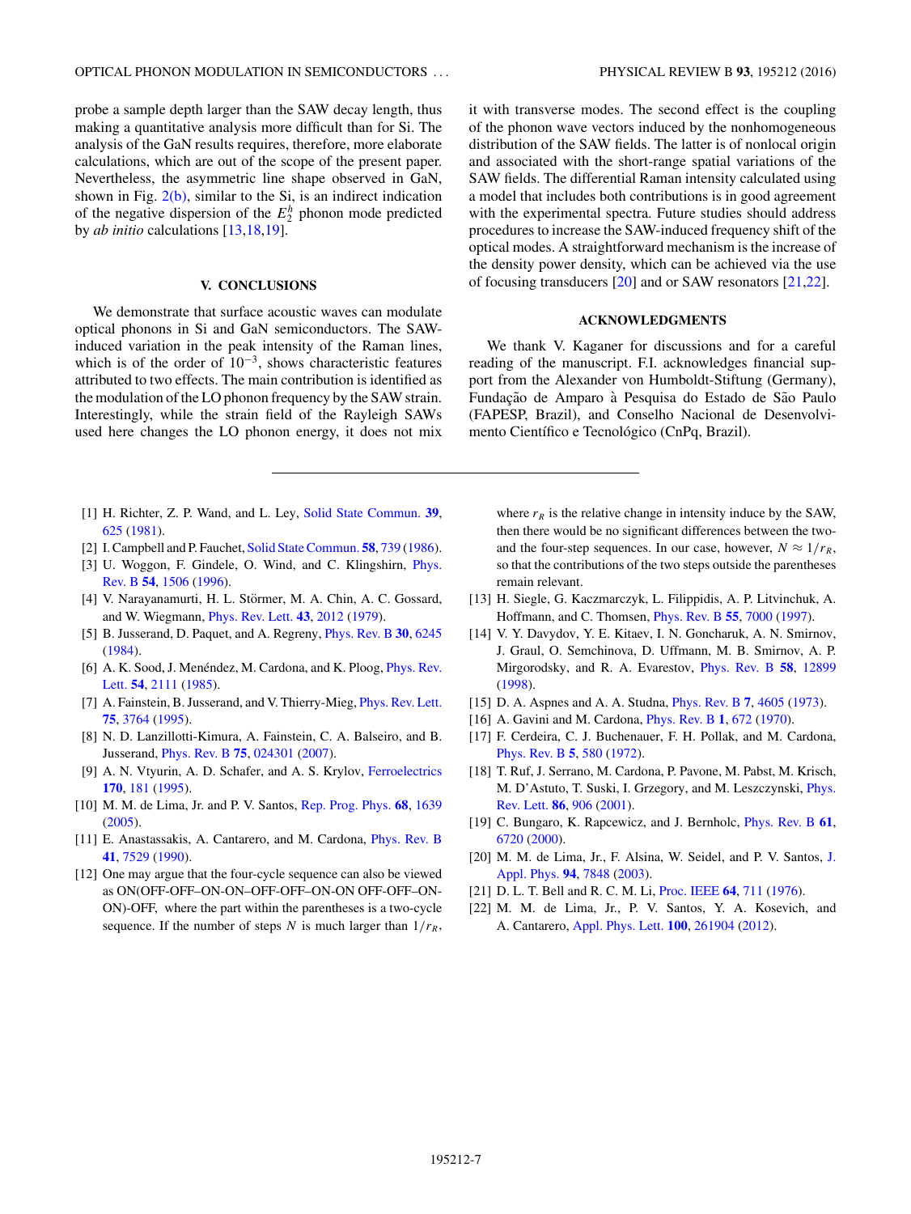probe a sample depth larger than the SAW decay length, thus making a quantitative analysis more difficult than for Si. The analysis of the GaN results requires, therefore, more elaborate calculations, which are out of the scope of the present paper. Nevertheless, the asymmetric line shape observed in GaN, shown in Fig. 2(b), similar to the Si, is an indirect indication of the negative dispersion of the $E_2^h$ phonon mode predicted by *ab initio* calculations [13,18,19].

## V. CONCLUSIONS

We demonstrate that surface acoustic waves can modulate optical phonons in Si and GaN semiconductors. The SAW-induced variation in the peak intensity of the Raman lines, which is of the order of $10^{-3}$, shows characteristic features attributed to two effects. The main contribution is identified as the modulation of the LO phonon frequency by the SAW strain. Interestingly, while the strain field of the Rayleigh SAWs used here changes the LO phonon energy, it does not mix it with transverse modes. The second effect is the coupling of the phonon wave vectors induced by the nonhomogeneous distribution of the SAW fields. The latter is of nonlocal origin and associated with the short-range spatial variations of the SAW fields. The differential Raman intensity calculated using a model that includes both contributions is in good agreement with the experimental spectra. Future studies should address procedures to increase the SAW-induced frequency shift of the optical modes. A straightforward mechanism is the increase of the density power density, which can be achieved via the use of focusing transducers [20] and or SAW resonators [21,22].

## ACKNOWLEDGMENTS

We thank V. Kaganer for discussions and for a careful reading of the manuscript. F.I. acknowledges financial support from the Alexander von Humboldt-Stiftung (Germany), Fundação de Amparo à Pesquisa do Estado de São Paulo (FAPESP, Brazil), and Conselho Nacional de Desenvolvimento Científico e Tecnológico (CnPq, Brazil).

---

[1] H. Richter, Z. P. Wand, and L. Ley, Solid State Commun. **39**, 625 (1981).

[2] I. Campbell and P. Fauchet, Solid State Commun. **58**, 739 (1986).

[3] U. Woggon, F. Gindele, O. Wind, and C. Klingshirn, Phys. Rev. B **54**, 1506 (1996).

[4] V. Narayanamurti, H. L. Störmer, M. A. Chin, A. C. Gossard, and W. Wiegmann, Phys. Rev. Lett. **43**, 2012 (1979).

[5] B. Jusserand, D. Paquet, and A. Regreny, Phys. Rev. B **30**, 6245 (1984).

[6] A. K. Sood, J. Menéndez, M. Cardona, and K. Ploog, Phys. Rev. Lett. **54**, 2111 (1985).

[7] A. Fainstein, B. Jusserand, and V. Thierry-Mieg, Phys. Rev. Lett. **75**, 3764 (1995).

[8] N. D. Lanzillotti-Kimura, A. Fainstein, C. A. Balseiro, and B. Jusserand, Phys. Rev. B **75**, 024301 (2007).

[9] A. N. Vtyurin, A. D. Schafer, and A. S. Krylov, Ferroelectrics **170**, 181 (1995).

[10] M. M. de Lima, Jr. and P. V. Santos, Rep. Prog. Phys. **68**, 1639 (2005).

[11] E. Anastassakis, A. Cantarero, and M. Cardona, Phys. Rev. B **41**, 7529 (1990).

[12] One may argue that the four-cycle sequence can also be viewed as ON(OFF-OFF–ON-ON–OFF-OFF–ON-ON OFF-OFF–ON-ON)-OFF, where the part within the parentheses is a two-cycle sequence. If the number of steps $N$ is much larger than $1/r_R$, where $r_R$ is the relative change in intensity induce by the SAW, then there would be no significant differences between the two- and the four-step sequences. In our case, however, $N \approx 1/r_R$, so that the contributions of the two steps outside the parentheses remain relevant.

[13] H. Siegle, G. Kaczmarczyk, L. Filippidis, A. P. Litvinchuk, A. Hoffmann, and C. Thomsen, Phys. Rev. B **55**, 7000 (1997).

[14] V. Y. Davydov, Y. E. Kitaev, I. N. Goncharuk, A. N. Smirnov, J. Graul, O. Semchinova, D. Uffmann, M. B. Smirnov, A. P. Mirgorodsky, and R. A. Evarestov, Phys. Rev. B **58**, 12899 (1998).

[15] D. A. Aspnes and A. A. Studna, Phys. Rev. B **7**, 4605 (1973).

[16] A. Gavini and M. Cardona, Phys. Rev. B **1**, 672 (1970).

[17] F. Cerdeira, C. J. Buchenauer, F. H. Pollak, and M. Cardona, Phys. Rev. B **5**, 580 (1972).

[18] T. Ruf, J. Serrano, M. Cardona, P. Pavone, M. Pabst, M. Krisch, M. D'Astuto, T. Suski, I. Grzegory, and M. Leszczynski, Phys. Rev. Lett. **86**, 906 (2001).

[19] C. Bungaro, K. Rapcewicz, and J. Bernholc, Phys. Rev. B **61**, 6720 (2000).

[20] M. M. de Lima, Jr., F. Alsina, W. Seidel, and P. V. Santos, J. Appl. Phys. **94**, 7848 (2003).

[21] D. L. T. Bell and R. C. M. Li, Proc. IEEE **64**, 711 (1976).

[22] M. M. de Lima, Jr., P. V. Santos, Y. A. Kosevich, and A. Cantarero, Appl. Phys. Lett. **100**, 261904 (2012).